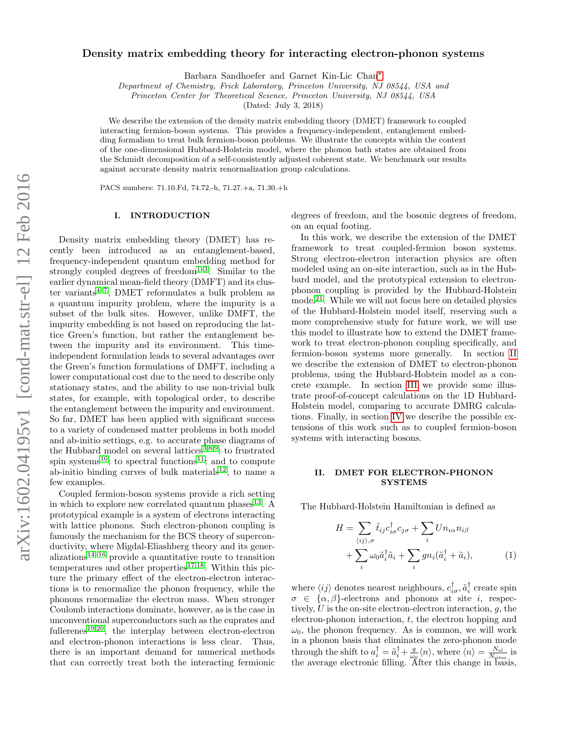# Density matrix embedding theory for interacting electron-phonon systems

Barbara Sandhoefer and Garnet Kin-Lic Chan[*]

*Department of Chemistry, Frick Laboratory, Princeton University, NJ 08544, USA and*
*Princeton Center for Theoretical Science, Princeton University, NJ 08544, USA*

(Dated: July 3, 2018)

We describe the extension of the density matrix embedding theory (DMET) framework to coupled interacting fermion-boson systems. This provides a frequency-independent, entanglement embedding formalism to treat bulk fermion-boson problems. We illustrate the concepts within the context of the one-dimensional Hubbard-Holstein model, where the phonon bath states are obtained from the Schmidt decomposition of a self-consistently adjusted coherent state. We benchmark our results against accurate density matrix renormalization group calculations.

PACS numbers: 71.10.Fd, 74.72.-h, 71.27.+a, 71.30.+h

## I. INTRODUCTION

Density matrix embedding theory (DMET) has recently been introduced as an entanglement-based, frequency-independent quantum embedding method for strongly coupled degrees of freedom[1–3]. Similar to the earlier dynamical mean-field theory (DMFT) and its cluster variants[4–7], DMET reformulates a bulk problem as a quantum impurity problem, where the impurity is a subset of the bulk sites. However, unlike DMFT, the impurity embedding is not based on reproducing the lattice Green's function, but rather the entanglement between the impurity and its environment. This time-independent formulation leads to several advantages over the Green's function formulations of DMFT, including a lower computational cost due to the need to describe only stationary states, and the ability to use non-trivial bulk states, for example, with topological order, to describe the entanglement between the impurity and environment. So far, DMET has been applied with significant success to a variety of condensed matter problems in both model and ab-initio settings, e.g. to accurate phase diagrams of the Hubbard model on several lattices[3,8,9]; to frustrated spin systems[10]; to spectral functions[11]; and to compute ab-initio binding curves of bulk materials[12], to name a few examples.

Coupled fermion-boson systems provide a rich setting in which to explore new correlated quantum phases[13]. A prototypical example is a system of electrons interacting with lattice phonons. Such electron-phonon coupling is famously the mechanism for the BCS theory of superconductivity, where Migdal-Eliashberg theory and its generalizations[14–16] provide a quantitative route to transition temperatures and other properties[17,18]. Within this picture the primary effect of the electron-electron interactions is to renormalize the phonon frequency, while the phonons renormalize the electron mass. When stronger Coulomb interactions dominate, however, as is the case in unconventional superconductors such as the cuprates and fullerenes[19,20], the interplay between electron-electron and electron-phonon interactions is less clear. Thus, there is an important demand for numerical methods that can correctly treat both the interacting fermionic degrees of freedom, and the bosonic degrees of freedom, on an equal footing.

In this work, we describe the extension of the DMET framework to treat coupled-fermion boson systems. Strong electron-electron interaction physics are often modeled using an on-site interaction, such as in the Hubbard model, and the prototypical extension to electron-phonon coupling is provided by the Hubbard-Holstein model[21]. While we will not focus here on detailed physics of the Hubbard-Holstein model itself, reserving such a more comprehensive study for future work, we will use this model to illustrate how to extend the DMET framework to treat electron-phonon coupling specifically, and fermion-boson systems more generally. In section II we describe the extension of DMET to electron-phonon problems, using the Hubbard-Holstein model as a concrete example. In section III we provide some illustrate proof-of-concept calculations on the 1D Hubbard-Holstein model, comparing to accurate DMRG calculations. Finally, in section IV we describe the possible extensions of this work such as to coupled fermion-boson systems with interacting bosons.

## II. DMET FOR ELECTRON-PHONON SYSTEMS

The Hubbard-Holstein Hamiltonian is defined as

$$
\begin{aligned}
H = & \sum_{\langle ij\rangle,\sigma} \tilde{t}_{ij} c^\dagger_{i\sigma} c_{j\sigma} + \sum_i U n_{i\alpha} n_{i\beta} \\
& + \sum_i \omega_0 \tilde{a}^\dagger_i \tilde{a}_i + \sum_i g n_i (\tilde{a}^\dagger_i + \tilde{a}_i),
\end{aligned}
\tag{1}
$$

where $\langle ij\rangle$ denotes nearest neighbours, $c^\dagger_{i\sigma}, \tilde{a}^\dagger_i$ create spin $\sigma \in \{\alpha, \beta\}$-electrons and phonons at site $i$, respectively, $U$ is the on-site electron-electron interaction, $g$, the electron-phonon interaction, $t$, the electron hopping and $\omega_0$, the phonon frequency. As is common, we will work in a phonon basis that eliminates the zero-phonon mode through the shift to $a^\dagger_i = \tilde{a}^\dagger_i + \frac{g}{\omega_0}\langle n\rangle$, where $\langle n\rangle = \frac{N_{\rm el}}{N_{\rm sites}}$ is the average electronic filling. After this change in basis,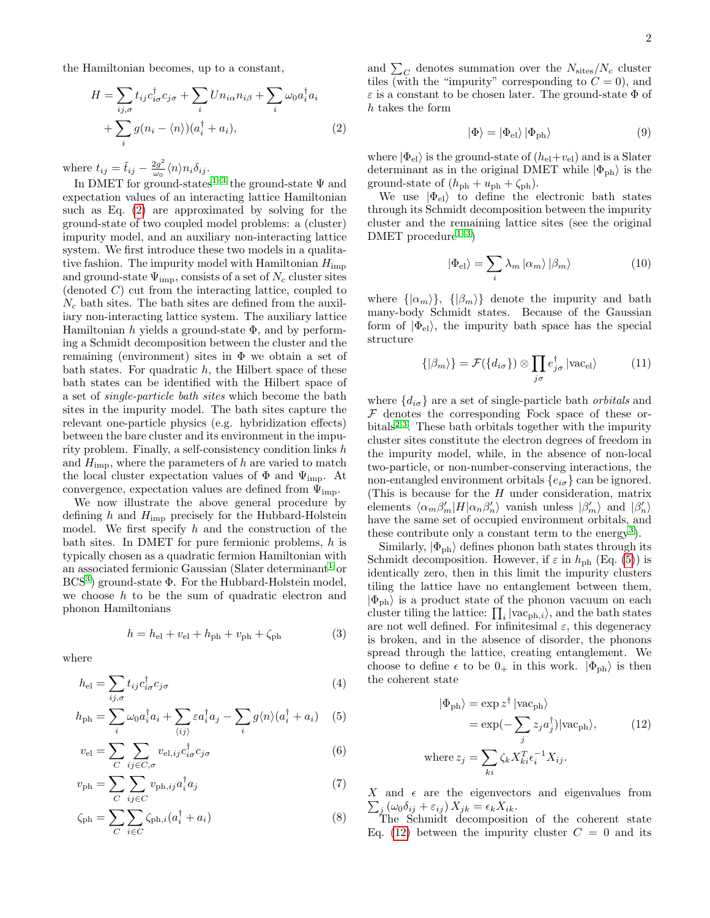the Hamiltonian becomes, up to a constant,

$$
\begin{aligned}
H = \sum_{ij,\sigma} t_{ij} c^\dagger_{i\sigma} c_{j\sigma} + \sum_i U n_{i\alpha} n_{i\beta} + \sum_i \omega_0 a^\dagger_i a_i \\
+ \sum_i g(n_i - \langle n \rangle)(a^\dagger_i + a_i), \qquad (2)
\end{aligned}
$$

where $t_{ij} = \tilde{t}_{ij} - \frac{2g^2}{\omega_0}\langle n \rangle n_i \delta_{ij}$.

In DMET for ground-states[1–3] the ground-state $\Psi$ and expectation values of an interacting lattice Hamiltonian such as Eq. (2) are approximated by solving for the ground-state of two coupled model problems: a (cluster) impurity model, and an auxiliary non-interacting lattice system. We first introduce these two models in a qualitative fashion. The impurity model with Hamiltonian $H_{\rm imp}$ and ground-state $\Psi_{\rm imp}$, consists of a set of $N_c$ cluster sites (denoted $C$) cut from the interacting lattice, coupled to $N_c$ bath sites. The bath sites are defined from the auxiliary non-interacting lattice system. The auxiliary lattice Hamiltonian $h$ yields a ground-state $\Phi$, and by performing a Schmidt decomposition between the cluster and the remaining (environment) sites in $\Phi$ we obtain a set of bath states. For quadratic $h$, the Hilbert space of these bath states can be identified with the Hilbert space of a set of *single-particle bath sites* which become the bath sites in the impurity model. The bath sites capture the relevant one-particle physics (e.g. hybridization effects) between the bare cluster and its environment in the impurity problem. Finally, a self-consistency condition links $h$ and $H_{\rm imp}$, where the parameters of $h$ are varied to match the local cluster expectation values of $\Phi$ and $\Psi_{\rm imp}$. At convergence, expectation values are defined from $\Psi_{\rm imp}$.

We now illustrate the above general procedure by defining $h$ and $H_{\rm imp}$ precisely for the Hubbard-Holstein model. We first specify $h$ and the construction of the bath sites. In DMET for pure fermionic problems, $h$ is typically chosen as a quadratic fermion Hamiltonian with an associated fermionic Gaussian (Slater determinant[1] or BCS[3]) ground-state $\Phi$. For the Hubbard-Holstein model, we choose $h$ to be the sum of quadratic electron and phonon Hamiltonians

$$
h = h_{\rm el} + v_{\rm el} + h_{\rm ph} + v_{\rm ph} + \zeta_{\rm ph} \qquad (3)
$$

where

$$
h_{\rm el} = \sum_{ij,\sigma} t_{ij} c^\dagger_{i\sigma} c_{j\sigma} \qquad (4)
$$

$$
h_{\rm ph} = \sum_i \omega_0 a^\dagger_i a_i + \sum_{\langle ij \rangle} \varepsilon a^\dagger_i a_j - \sum_i g\langle n \rangle (a^\dagger_i + a_i) \qquad (5)
$$

$$
v_{\rm el} = \sum_C \sum_{ij \in C,\sigma} v_{{\rm el},ij} c^\dagger_{i\sigma} c_{j\sigma} \qquad (6)
$$

$$
v_{\rm ph} = \sum_C \sum_{ij \in C} v_{{\rm ph},ij} a^\dagger_i a_j \qquad (7)
$$

$$
\zeta_{\rm ph} = \sum_C \sum_{i \in C} \zeta_{{\rm ph},i} (a^\dagger_i + a_i) \qquad (8)
$$

and $\sum_C$ denotes summation over the $N_{\rm sites}/N_c$ cluster tiles (with the "impurity" corresponding to $C = 0$), and $\varepsilon$ is a constant to be chosen later. The ground-state $\Phi$ of $h$ takes the form

$$
|\Phi\rangle = |\Phi_{\rm el}\rangle |\Phi_{\rm ph}\rangle \qquad (9)
$$

where $|\Phi_{\rm el}\rangle$ is the ground-state of $(h_{\rm el}+v_{\rm el})$ and is a Slater determinant as in the original DMET while $|\Phi_{\rm ph}\rangle$ is the ground-state of $(h_{\rm ph} + u_{\rm ph} + \zeta_{\rm ph})$.

We use $|\Phi_{\rm el}\rangle$ to define the electronic bath states through its Schmidt decomposition between the impurity cluster and the remaining lattice sites (see the original DMET procedure[1–3])

$$
|\Phi_{\rm el}\rangle = \sum_i \lambda_m |\alpha_m\rangle |\beta_m\rangle \qquad (10)
$$

where $\{|\alpha_m\rangle\}$, $\{|\beta_m\rangle\}$ denote the impurity and bath many-body Schmidt states. Because of the Gaussian form of $|\Phi_{\rm el}\rangle$, the impurity bath space has the special structure

$$
\{|\beta_m\rangle\} = \mathcal{F}(\{d_{i\sigma}\}) \otimes \prod_{j\sigma} e^\dagger_{j\sigma} |{\rm vac}_{\rm el}\rangle \qquad (11)
$$

where $\{d_{i\sigma}\}$ are a set of single-particle bath *orbitals* and $\mathcal{F}$ denotes the corresponding Fock space of these orbitals[2,3]. These bath orbitals together with the impurity cluster sites constitute the electron degrees of freedom in the impurity model, while, in the absence of non-local two-particle, or non-number-conserving interactions, the non-entangled environment orbitals $\{e_{i\sigma}\}$ can be ignored. (This is because for the $H$ under consideration, matrix elements $\langle \alpha_m \beta'_m | H | \alpha_n \beta'_n \rangle$ vanish unless $|\beta'_m\rangle$ and $|\beta'_n\rangle$ have the same set of occupied environment orbitals, and these contribute only a constant term to the energy[3]).

Similarly, $|\Phi_{\rm ph}\rangle$ defines phonon bath states through its Schmidt decomposition. However, if $\varepsilon$ in $h_{\rm ph}$ (Eq. (5)) is identically zero, then in this limit the impurity clusters tiling the lattice have no entanglement between them, $|\Phi_{\rm ph}\rangle$ is a product state of the phonon vacuum on each cluster tiling the lattice: $\prod_i |{\rm vac}_{{\rm ph},i}\rangle$, and the bath states are not well defined. For infinitesimal $\varepsilon$, this degeneracy is broken, and in the absence of disorder, the phonons spread through the lattice, creating entanglement. We choose to define $\epsilon$ to be $0_+$ in this work. $|\Phi_{\rm ph}\rangle$ is then the coherent state

$$
\begin{aligned}
|\Phi_{\rm ph}\rangle &= \exp z^\dagger |{\rm vac}_{\rm ph}\rangle \\
&= \exp(-\sum_j z_j a^\dagger_j) |{\rm vac}_{\rm ph}\rangle, \qquad (12) \\
\text{where } z_j &= \sum_{ki} \zeta_k X^T_{ki} \epsilon^{-1}_i X_{ij}.
\end{aligned}
$$

$X$ and $\epsilon$ are the eigenvectors and eigenvalues from $\sum_j (\omega_0 \delta_{ij} + \varepsilon_{ij}) X_{jk} = \epsilon_k X_{ik}$.

The Schmidt decomposition of the coherent state Eq. (12) between the impurity cluster $C = 0$ and its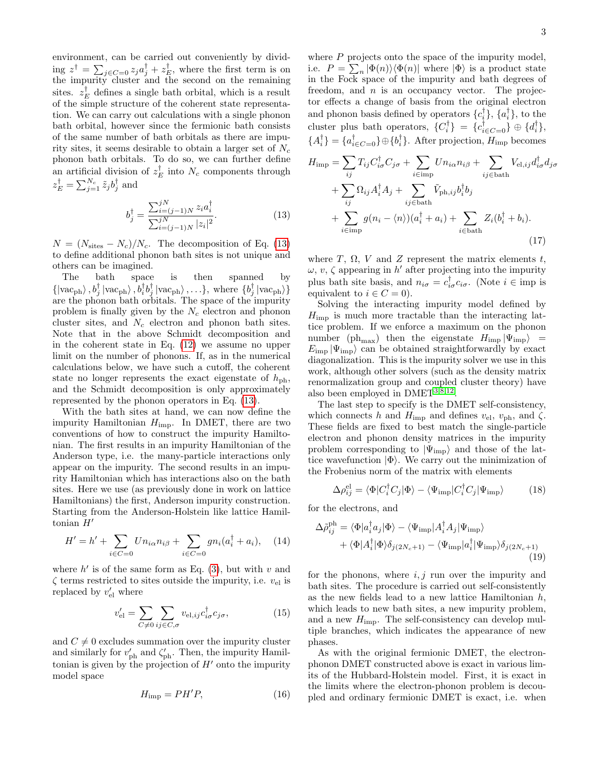environment, can be carried out conveniently by dividing $z^\dagger = \sum_{j\in C=0} z_j a_j^\dagger + z_E^\dagger$, where the first term is on the impurity cluster and the second on the remaining sites. $z_E^\dagger$ defines a single bath orbital, which is a result of the simple structure of the coherent state representation. We can carry out calculations with a single phonon bath orbital, however since the fermionic bath consists of the same number of bath orbitals as there are impurity sites, it seems desirable to obtain a larger set of $N_c$ phonon bath orbitals. To do so, we can further define an artificial division of $z_E^\dagger$ into $N_c$ components through $z_E^\dagger = \sum_{j=1}^{N_c} \tilde{z}_j b_j^\dagger$ and

$$b_j^\dagger = \frac{\sum_{i=(j-1)N}^{jN} z_i a_i^\dagger}{\sum_{i=(j-1)N}^{jN} |z_i|^2}. \tag{13}$$

$N = (N_{\mathrm{sites}} - N_c)/N_c$. The decomposition of Eq. (13) to define additional phonon bath sites is not unique and others can be imagined.

The bath space is then spanned by $\{|\mathrm{vac_{ph}}\rangle, b_j^\dagger|\mathrm{vac_{ph}}\rangle, b_i^\dagger b_j^\dagger|\mathrm{vac_{ph}}\rangle, \ldots\}$, where $\{b_j^\dagger|\mathrm{vac_{ph}}\rangle\}$ are the phonon bath orbitals. The space of the impurity problem is finally given by the $N_c$ electron and phonon cluster sites, and $N_c$ electron and phonon bath sites. Note that in the above Schmidt decomposition and in the coherent state in Eq. (12) we assume no upper limit on the number of phonons. If, as in the numerical calculations below, we have such a cutoff, the coherent state no longer represents the exact eigenstate of $h_{\mathrm{ph}}$, and the Schmidt decomposition is only approximately represented by the phonon operators in Eq. (13).

With the bath sites at hand, we can now define the impurity Hamiltonian $H_{\mathrm{imp}}$. In DMET, there are two conventions of how to construct the impurity Hamiltonian. The first results in an impurity Hamiltonian of the Anderson type, i.e. the many-particle interactions only appear on the impurity. The second results in an impurity Hamiltonian which has interactions also on the bath sites. Here we use (as previously done in work on lattice Hamiltonians) the first, Anderson impurity construction. Starting from the Anderson-Holstein like lattice Hamiltonian $H'$

$$H' = h' + \sum_{i\in C=0} U n_{i\alpha} n_{i\beta} + \sum_{i\in C=0} g n_i (a_i^\dagger + a_i), \tag{14}$$

where $h'$ is of the same form as Eq. (3), but with $v$ and $\zeta$ terms restricted to sites outside the impurity, i.e. $v_{\mathrm{el}}$ is replaced by $v'_{\mathrm{el}}$ where

$$v'_{\mathrm{el}} = \sum_{C\neq 0} \sum_{ij\in C,\sigma} v_{\mathrm{el},ij} c_{i\sigma}^\dagger c_{j\sigma}, \tag{15}$$

and $C \neq 0$ excludes summation over the impurity cluster and similarly for $v'_{\mathrm{ph}}$ and $\zeta'_{\mathrm{ph}}$. Then, the impurity Hamiltonian is given by the projection of $H'$ onto the impurity model space

$$H_{\mathrm{imp}} = PH'P, \tag{16}$$

where $P$ projects onto the space of the impurity model, i.e. $P = \sum_n |\Phi(n)\rangle\langle\Phi(n)|$ where $|\Phi\rangle$ is a product state in the Fock space of the impurity and bath degrees of freedom, and $n$ is an occupancy vector. The projector effects a change of basis from the original electron and phonon basis defined by operators $\{c_i^\dagger\}$, $\{a_i^\dagger\}$, to the cluster plus bath operators, $\{C_i^\dagger\} = \{c_{i\in C=0}^\dagger\} \oplus \{d_i^\dagger\}$, $\{A_i^\dagger\} = \{a_{i\in C=0}^\dagger\} \oplus \{b_i^\dagger\}$. After projection, $H_{\mathrm{imp}}$ becomes

$$\begin{aligned}
H_{\mathrm{imp}} = &\sum_{ij} T_{ij} C_{i\sigma}^\dagger C_{j\sigma} + \sum_{i\in \mathrm{imp}} U n_{i\alpha} n_{i\beta} + \sum_{ij\in \mathrm{bath}} V_{\mathrm{el},ij} d_{i\sigma}^\dagger d_{j\sigma} \\
&+ \sum_{ij} \Omega_{ij} A_i^\dagger A_j + \sum_{ij\in \mathrm{bath}} \tilde{V}_{\mathrm{ph},ij} b_i^\dagger b_j \\
&+ \sum_{i\in \mathrm{imp}} g(n_i - \langle n\rangle)(a_i^\dagger + a_i) + \sum_{i\in \mathrm{bath}} Z_i (b_i^\dagger + b_i).
\end{aligned} \tag{17}$$

where $T$, $\Omega$, $V$ and $Z$ represent the matrix elements $t$, $\omega$, $v$, $\zeta$ appearing in $h'$ after projecting into the impurity plus bath site basis, and $n_{i\sigma} = c_{i\sigma}^\dagger c_{i\sigma}$. (Note $i \in$ imp is equivalent to $i \in C = 0$).

Solving the interacting impurity model defined by $H_{\mathrm{imp}}$ is much more tractable than the interacting lattice problem. If we enforce a maximum on the phonon number ($\mathrm{ph_{max}}$) then the eigenstate $H_{\mathrm{imp}}|\Psi_{\mathrm{imp}}\rangle = E_{\mathrm{imp}}|\Psi_{\mathrm{imp}}\rangle$ can be obtained straightforwardly by exact diagonalization. This is the impurity solver we use in this work, although other solvers (such as the density matrix renormalization group and coupled cluster theory) have also been employed in DMET[3,8,12].

The last step to specify is the DMET self-consistency, which connects $h$ and $H_{\mathrm{imp}}$ and defines $v_{\mathrm{el}}$, $v_{\mathrm{ph}}$, and $\zeta$. These fields are fixed to best match the single-particle electron and phonon density matrices in the impurity problem corresponding to $|\Psi_{\mathrm{imp}}\rangle$ and those of the lattice wavefunction $|\Phi\rangle$. We carry out the minimization of the Frobenius norm of the matrix with elements

$$\Delta\rho_{ij}^{\mathrm{el}} = \langle\Phi|C_i^\dagger C_j|\Phi\rangle - \langle\Psi_{\mathrm{imp}}|C_i^\dagger C_j|\Psi_{\mathrm{imp}}\rangle \tag{18}$$

for the electrons, and

$$\begin{aligned}
\Delta\tilde{\rho}_{ij}^{\mathrm{ph}} = &\langle\Phi|a_i^\dagger a_j|\Phi\rangle - \langle\Psi_{\mathrm{imp}}|A_i^\dagger A_j|\Psi_{\mathrm{imp}}\rangle \\
&+ \langle\Phi|A_i^\dagger|\Phi\rangle\delta_{j(2N_c+1)} - \langle\Psi_{\mathrm{imp}}|a_i^\dagger|\Psi_{\mathrm{imp}}\rangle\delta_{j(2N_c+1)}
\end{aligned} \tag{19}$$

for the phonons, where $i, j$ run over the impurity and bath sites. The procedure is carried out self-consistently as the new fields lead to a new lattice Hamiltonian $h$, which leads to new bath sites, a new impurity problem, and a new $H_{\mathrm{imp}}$. The self-consistency can develop multiple branches, which indicates the appearance of new phases.

As with the original fermionic DMET, the electron-phonon DMET constructed above is exact in various limits of the Hubbard-Holstein model. First, it is exact in the limits where the electron-phonon problem is decoupled and ordinary fermionic DMET is exact, i.e. when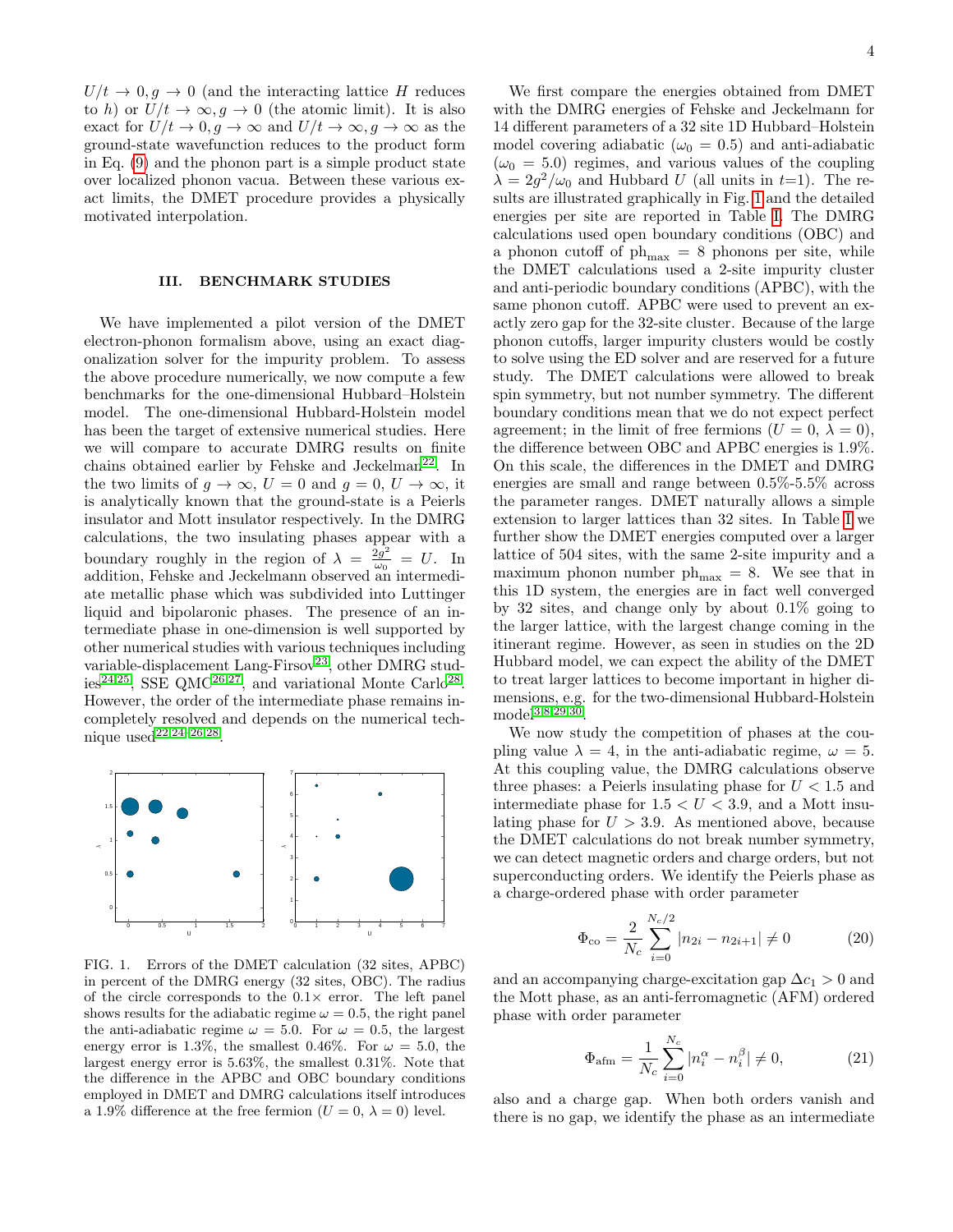$U/t \to 0, g \to 0$ (and the interacting lattice $H$ reduces to $h$) or $U/t \to \infty, g \to 0$ (the atomic limit). It is also exact for $U/t \to 0, g \to \infty$ and $U/t \to \infty, g \to \infty$ as the ground-state wavefunction reduces to the product form in Eq. (9) and the phonon part is a simple product state over localized phonon vacua. Between these various exact limits, the DMET procedure provides a physically motivated interpolation.

## III. BENCHMARK STUDIES

We have implemented a pilot version of the DMET electron-phonon formalism above, using an exact diagonalization solver for the impurity problem. To assess the above procedure numerically, we now compute a few benchmarks for the one-dimensional Hubbard–Holstein model. The one-dimensional Hubbard-Holstein model has been the target of extensive numerical studies. Here we will compare to accurate DMRG results on finite chains obtained earlier by Fehske and Jeckelmann[22]. In the two limits of $g \to \infty$, $U = 0$ and $g = 0$, $U \to \infty$, it is analytically known that the ground-state is a Peierls insulator and Mott insulator respectively. In the DMRG calculations, the two insulating phases appear with a boundary roughly in the region of $\lambda = \frac{2g^2}{\omega_0} = U$. In addition, Fehske and Jeckelmann observed an intermediate metallic phase which was subdivided into Luttinger liquid and bipolaronic phases. The presence of an intermediate phase in one-dimension is well supported by other numerical studies with various techniques including variable-displacement Lang-Firsov[23], other DMRG studies[24,25], SSE QMC[26,27], and variational Monte Carlo[28]. However, the order of the intermediate phase remains incompletely resolved and depends on the numerical technique used[22,24–26,28].

FIG. 1. Errors of the DMET calculation (32 sites, APBC) in percent of the DMRG energy (32 sites, OBC). The radius of the circle corresponds to the 0.1× error. The left panel shows results for the adiabatic regime $\omega = 0.5$, the right panel the anti-adiabatic regime $\omega = 5.0$. For $\omega = 0.5$, the largest energy error is 1.3%, the smallest 0.46%. For $\omega = 5.0$, the largest energy error is 5.63%, the smallest 0.31%. Note that the difference in the APBC and OBC boundary conditions employed in DMET and DMRG calculations itself introduces a 1.9% difference at the free fermion ($U = 0$, $\lambda = 0$) level.

We first compare the energies obtained from DMET with the DMRG energies of Fehske and Jeckelmann for 14 different parameters of a 32 site 1D Hubbard–Holstein model covering adiabatic ($\omega_0 = 0.5$) and anti-adiabatic ($\omega_0 = 5.0$) regimes, and various values of the coupling $\lambda = 2g^2/\omega_0$ and Hubbard $U$ (all units in $t$=1). The results are illustrated graphically in Fig. 1 and the detailed energies per site are reported in Table I. The DMRG calculations used open boundary conditions (OBC) and a phonon cutoff of $\mathrm{ph}_{\mathrm{max}} = 8$ phonons per site, while the DMET calculations used a 2-site impurity cluster and anti-periodic boundary conditions (APBC), with the same phonon cutoff. APBC were used to prevent an exactly zero gap for the 32-site cluster. Because of the large phonon cutoffs, larger impurity clusters would be costly to solve using the ED solver and are reserved for a future study. The DMET calculations were allowed to break spin symmetry, but not number symmetry. The different boundary conditions mean that we do not expect perfect agreement; in the limit of free fermions ($U = 0$, $\lambda = 0$), the difference between OBC and APBC energies is 1.9%. On this scale, the differences in the DMET and DMRG energies are small and range between 0.5%-5.5% across the parameter ranges. DMET naturally allows a simple extension to larger lattices than 32 sites. In Table I we further show the DMET energies computed over a larger lattice of 504 sites, with the same 2-site impurity and a maximum phonon number $\mathrm{ph}_{\mathrm{max}} = 8$. We see that in this 1D system, the energies are in fact well converged by 32 sites, and change only by about 0.1% going to the larger lattice, with the largest change coming in the itinerant regime. However, as seen in studies on the 2D Hubbard model, we can expect the ability of the DMET to treat larger lattices to become important in higher dimensions, e.g. for the two-dimensional Hubbard-Holstein model[3,8,29,30].

We now study the competition of phases at the coupling value $\lambda = 4$, in the anti-adiabatic regime, $\omega = 5$. At this coupling value, the DMRG calculations observe three phases: a Peierls insulating phase for $U < 1.5$ and intermediate phase for $1.5 < U < 3.9$, and a Mott insulating phase for $U > 3.9$. As mentioned above, because the DMET calculations do not break number symmetry, we can detect magnetic orders and charge orders, but not superconducting orders. We identify the Peierls phase as a charge-ordered phase with order parameter

$$\Phi_{\mathrm{co}} = \frac{2}{N_c} \sum_{i=0}^{N_c/2} |n_{2i} - n_{2i+1}| \neq 0 \tag{20}$$

and an accompanying charge-excitation gap $\Delta c_1 > 0$ and the Mott phase, as an anti-ferromagnetic (AFM) ordered phase with order parameter

$$\Phi_{\mathrm{afm}} = \frac{1}{N_c} \sum_{i=0}^{N_c} |n_i^\alpha - n_i^\beta| \neq 0, \tag{21}$$

also and a charge gap. When both orders vanish and there is no gap, we identify the phase as an intermediate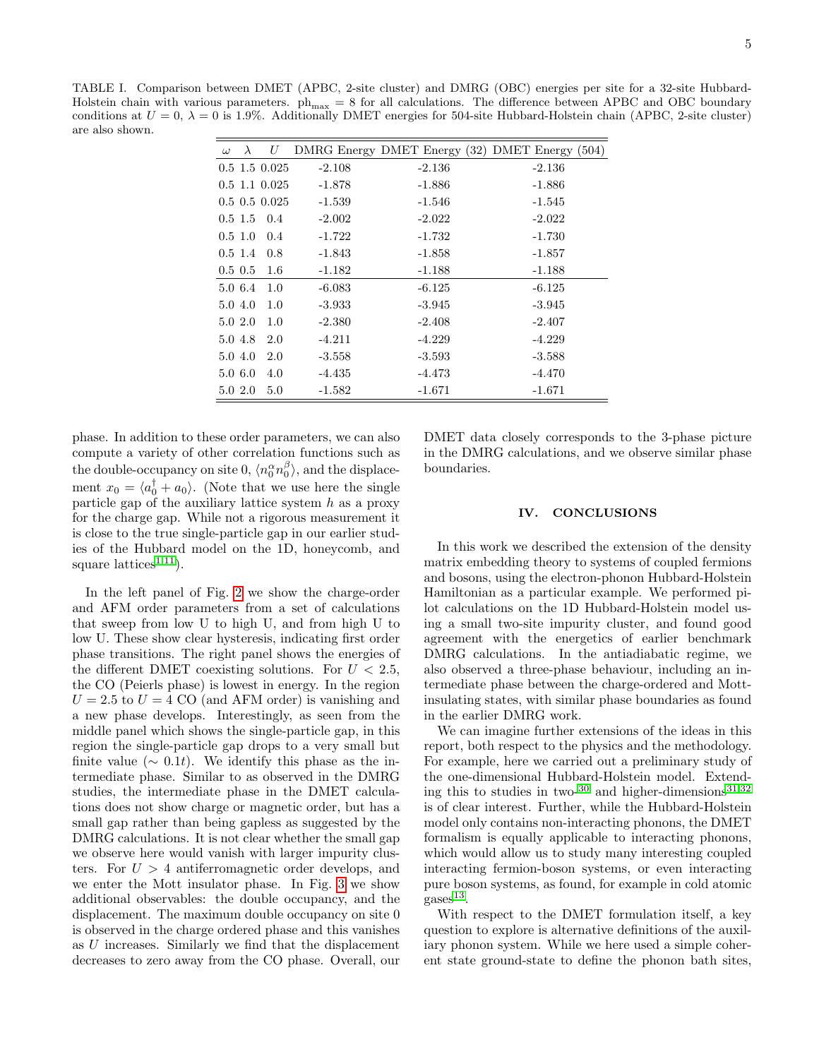TABLE I. Comparison between DMET (APBC, 2-site cluster) and DMRG (OBC) energies per site for a 32-site Hubbard-Holstein chain with various parameters. $\text{ph}_{\text{max}} = 8$ for all calculations. The difference between APBC and OBC boundary conditions at $U = 0$, $\lambda = 0$ is 1.9%. Additionally DMET energies for 504-site Hubbard-Holstein chain (APBC, 2-site cluster) are also shown.

| $\omega$ | $\lambda$ | $U$ | DMRG Energy | DMET Energy (32) | DMET Energy (504) |
|---|---|---|---|---|---|
| 0.5 | 1.5 | 0.025 | -2.108 | -2.136 | -2.136 |
| 0.5 | 1.1 | 0.025 | -1.878 | -1.886 | -1.886 |
| 0.5 | 0.5 | 0.025 | -1.539 | -1.546 | -1.545 |
| 0.5 | 1.5 | 0.4 | -2.002 | -2.022 | -2.022 |
| 0.5 | 1.0 | 0.4 | -1.722 | -1.732 | -1.730 |
| 0.5 | 1.4 | 0.8 | -1.843 | -1.858 | -1.857 |
| 0.5 | 0.5 | 1.6 | -1.182 | -1.188 | -1.188 |
| 5.0 | 6.4 | 1.0 | -6.083 | -6.125 | -6.125 |
| 5.0 | 4.0 | 1.0 | -3.933 | -3.945 | -3.945 |
| 5.0 | 2.0 | 1.0 | -2.380 | -2.408 | -2.407 |
| 5.0 | 4.8 | 2.0 | -4.211 | -4.229 | -4.229 |
| 5.0 | 4.0 | 2.0 | -3.558 | -3.593 | -3.588 |
| 5.0 | 6.0 | 4.0 | -4.435 | -4.473 | -4.470 |
| 5.0 | 2.0 | 5.0 | -1.582 | -1.671 | -1.671 |

phase. In addition to these order parameters, we can also compute a variety of other correlation functions such as the double-occupancy on site 0, $\langle n_0^\alpha n_0^\beta \rangle$, and the displacement $x_0 = \langle a_0^\dagger + a_0 \rangle$. (Note that we use here the single particle gap of the auxiliary lattice system $h$ as a proxy for the charge gap. While not a rigorous measurement it is close to the true single-particle gap in our earlier studies of the Hubbard model on the 1D, honeycomb, and square lattices[1,11]).

In the left panel of Fig. 2 we show the charge-order and AFM order parameters from a set of calculations that sweep from low U to high U, and from high U to low U. These show clear hysteresis, indicating first order phase transitions. The right panel shows the energies of the different DMET coexisting solutions. For $U < 2.5$, the CO (Peierls phase) is lowest in energy. In the region $U = 2.5$ to $U = 4$ CO (and AFM order) is vanishing and a new phase develops. Interestingly, as seen from the middle panel which shows the single-particle gap, in this region the single-particle gap drops to a very small but finite value ($\sim 0.1t$). We identify this phase as the intermediate phase. Similar to as observed in the DMRG studies, the intermediate phase in the DMET calculations does not show charge or magnetic order, but has a small gap rather than being gapless as suggested by the DMRG calculations. It is not clear whether the small gap we observe here would vanish with larger impurity clusters. For $U > 4$ antiferromagnetic order develops, and we enter the Mott insulator phase. In Fig. 3 we show additional observables: the double occupancy, and the displacement. The maximum double occupancy on site 0 is observed in the charge ordered phase and this vanishes as $U$ increases. Similarly we find that the displacement decreases to zero away from the CO phase. Overall, our DMET data closely corresponds to the 3-phase picture in the DMRG calculations, and we observe similar phase boundaries.

## IV. CONCLUSIONS

In this work we described the extension of the density matrix embedding theory to systems of coupled fermions and bosons, using the electron-phonon Hubbard-Holstein Hamiltonian as a particular example. We performed pilot calculations on the 1D Hubbard-Holstein model using a small two-site impurity cluster, and found good agreement with the energetics of earlier benchmark DMRG calculations. In the antiadiabatic regime, we also observed a three-phase behaviour, including an intermediate phase between the charge-ordered and Mott-insulating states, with similar phase boundaries as found in the earlier DMRG work.

We can imagine further extensions of the ideas in this report, both respect to the physics and the methodology. For example, here we carried out a preliminary study of the one-dimensional Hubbard-Holstein model. Extending this to studies in two-[30] and higher-dimensions[31,32] is of clear interest. Further, while the Hubbard-Holstein model only contains non-interacting phonons, the DMET formalism is equally applicable to interacting phonons, which would allow us to study many interesting coupled interacting fermion-boson systems, or even interacting pure boson systems, as found, for example in cold atomic gases[13].

With respect to the DMET formulation itself, a key question to explore is alternative definitions of the auxiliary phonon system. While we here used a simple coherent state ground-state to define the phonon bath sites,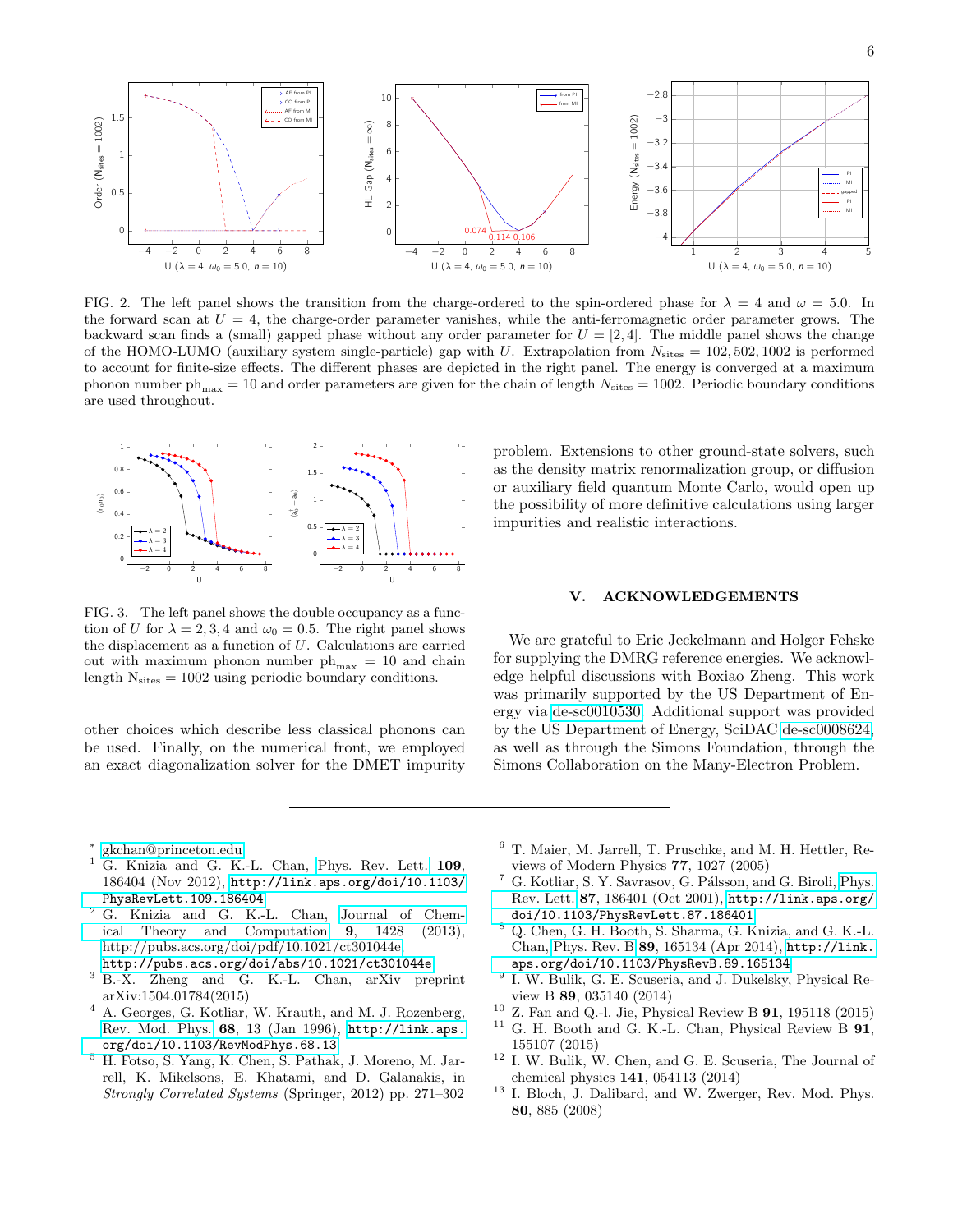FIG. 2. The left panel shows the transition from the charge-ordered to the spin-ordered phase for $\lambda = 4$ and $\omega = 5.0$. In the forward scan at $U = 4$, the charge-order parameter vanishes, while the anti-ferromagnetic order parameter grows. The backward scan finds a (small) gapped phase without any order parameter for $U = [2, 4]$. The middle panel shows the change of the HOMO-LUMO (auxiliary system single-particle) gap with $U$. Extrapolation from $N_{\text{sites}} = 102, 502, 1002$ is performed to account for finite-size effects. The different phases are depicted in the right panel. The energy is converged at a maximum phonon number $\text{ph}_{\text{max}} = 10$ and order parameters are given for the chain of length $N_{\text{sites}} = 1002$. Periodic boundary conditions are used throughout.

FIG. 3. The left panel shows the double occupancy as a function of $U$ for $\lambda = 2, 3, 4$ and $\omega_0 = 0.5$. The right panel shows the displacement as a function of $U$. Calculations are carried out with maximum phonon number $\text{ph}_{\text{max}} = 10$ and chain length $\text{N}_{\text{sites}} = 1002$ using periodic boundary conditions.

other choices which describe less classical phonons can be used. Finally, on the numerical front, we employed an exact diagonalization solver for the DMET impurity problem. Extensions to other ground-state solvers, such as the density matrix renormalization group, or diffusion or auxiliary field quantum Monte Carlo, would open up the possibility of more definitive calculations using larger impurities and realistic interactions.

## V. ACKNOWLEDGEMENTS

We are grateful to Eric Jeckelmann and Holger Fehske for supplying the DMRG reference energies. We acknowledge helpful discussions with Boxiao Zheng. This work was primarily supported by the US Department of Energy via de-sc0010530. Additional support was provided by the US Department of Energy, SciDAC de-sc0008624, as well as through the Simons Foundation, through the Simons Collaboration on the Many-Electron Problem.

---

* gkchan@princeton.edu

[1] G. Knizia and G. K.-L. Chan, Phys. Rev. Lett. **109**, 186404 (Nov 2012), http://link.aps.org/doi/10.1103/PhysRevLett.109.186404

[2] G. Knizia and G. K.-L. Chan, Journal of Chemical Theory and Computation **9**, 1428 (2013), http://pubs.acs.org/doi/pdf/10.1021/ct301044e, http://pubs.acs.org/doi/abs/10.1021/ct301044e

[3] B.-X. Zheng and G. K.-L. Chan, arXiv preprint arXiv:1504.01784(2015)

[4] A. Georges, G. Kotliar, W. Krauth, and M. J. Rozenberg, Rev. Mod. Phys. **68**, 13 (Jan 1996), http://link.aps.org/doi/10.1103/RevModPhys.68.13

[5] H. Fotso, S. Yang, K. Chen, S. Pathak, J. Moreno, M. Jarrell, K. Mikelsons, E. Khatami, and D. Galanakis, in *Strongly Correlated Systems* (Springer, 2012) pp. 271–302

[6] T. Maier, M. Jarrell, T. Pruschke, and M. H. Hettler, Reviews of Modern Physics **77**, 1027 (2005)

[7] G. Kotliar, S. Y. Savrasov, G. Pálsson, and G. Biroli, Phys. Rev. Lett. **87**, 186401 (Oct 2001), http://link.aps.org/doi/10.1103/PhysRevLett.87.186401

[8] Q. Chen, G. H. Booth, S. Sharma, G. Knizia, and G. K.-L. Chan, Phys. Rev. B **89**, 165134 (Apr 2014), http://link.aps.org/doi/10.1103/PhysRevB.89.165134

[9] I. W. Bulik, G. E. Scuseria, and J. Dukelsky, Physical Review B **89**, 035140 (2014)

[10] Z. Fan and Q.-l. Jie, Physical Review B **91**, 195118 (2015)

[11] G. H. Booth and G. K.-L. Chan, Physical Review B **91**, 155107 (2015)

[12] I. W. Bulik, W. Chen, and G. E. Scuseria, The Journal of chemical physics **141**, 054113 (2014)

[13] I. Bloch, J. Dalibard, and W. Zwerger, Rev. Mod. Phys. **80**, 885 (2008)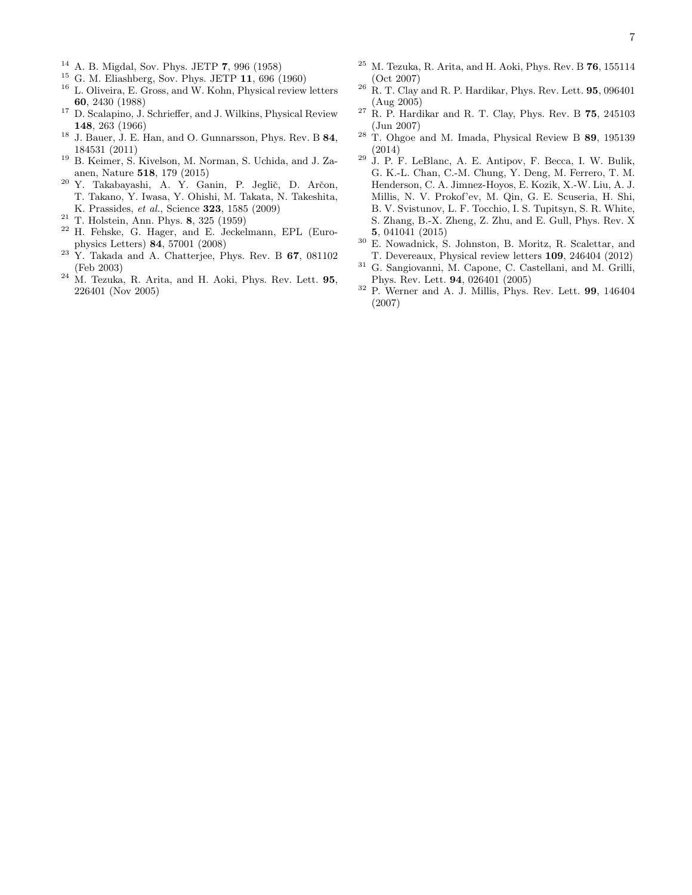[14] A. B. Migdal, Sov. Phys. JETP **7**, 996 (1958)

[15] G. M. Eliashberg, Sov. Phys. JETP **11**, 696 (1960)

[16] L. Oliveira, E. Gross, and W. Kohn, Physical review letters **60**, 2430 (1988)

[17] D. Scalapino, J. Schrieffer, and J. Wilkins, Physical Review **148**, 263 (1966)

[18] J. Bauer, J. E. Han, and O. Gunnarsson, Phys. Rev. B **84**, 184531 (2011)

[19] B. Keimer, S. Kivelson, M. Norman, S. Uchida, and J. Zaanen, Nature **518**, 179 (2015)

[20] Y. Takabayashi, A. Y. Ganin, P. Jeglič, D. Arčon, T. Takano, Y. Iwasa, Y. Ohishi, M. Takata, N. Takeshita, K. Prassides, *et al.*, Science **323**, 1585 (2009)

[21] T. Holstein, Ann. Phys. **8**, 325 (1959)

[22] H. Fehske, G. Hager, and E. Jeckelmann, EPL (Europhysics Letters) **84**, 57001 (2008)

[23] Y. Takada and A. Chatterjee, Phys. Rev. B **67**, 081102 (Feb 2003)

[24] M. Tezuka, R. Arita, and H. Aoki, Phys. Rev. Lett. **95**, 226401 (Nov 2005)

[25] M. Tezuka, R. Arita, and H. Aoki, Phys. Rev. B **76**, 155114 (Oct 2007)

[26] R. T. Clay and R. P. Hardikar, Phys. Rev. Lett. **95**, 096401 (Aug 2005)

[27] R. P. Hardikar and R. T. Clay, Phys. Rev. B **75**, 245103 (Jun 2007)

[28] T. Ohgoe and M. Imada, Physical Review B **89**, 195139 (2014)

[29] J. P. F. LeBlanc, A. E. Antipov, F. Becca, I. W. Bulik, G. K.-L. Chan, C.-M. Chung, Y. Deng, M. Ferrero, T. M. Henderson, C. A. Jimnez-Hoyos, E. Kozik, X.-W. Liu, A. J. Millis, N. V. Prokof'ev, M. Qin, G. E. Scuseria, H. Shi, B. V. Svistunov, L. F. Tocchio, I. S. Tupitsyn, S. R. White, S. Zhang, B.-X. Zheng, Z. Zhu, and E. Gull, Phys. Rev. X **5**, 041041 (2015)

[30] E. Nowadnick, S. Johnston, B. Moritz, R. Scalettar, and T. Devereaux, Physical review letters **109**, 246404 (2012)

[31] G. Sangiovanni, M. Capone, C. Castellani, and M. Grilli, Phys. Rev. Lett. **94**, 026401 (2005)

[32] P. Werner and A. J. Millis, Phys. Rev. Lett. **99**, 146404 (2007)